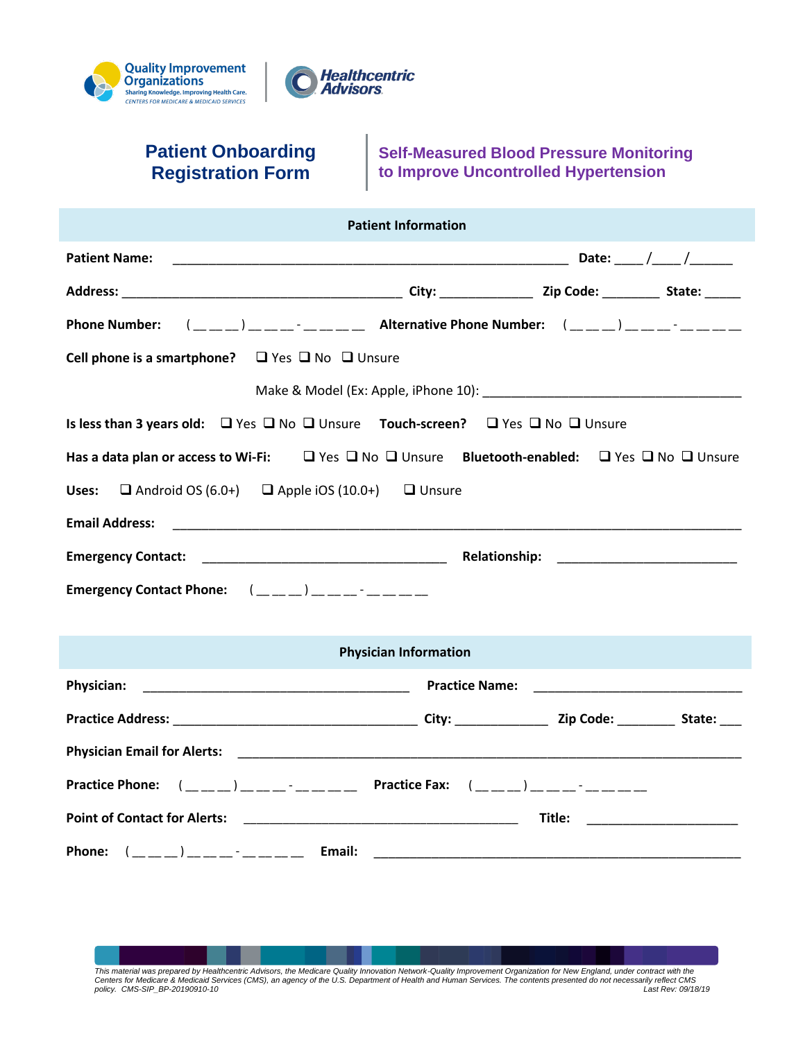Quality Improvement Organizations
Sharing Knowledge. Improving Health Care.
CENTERS FOR MEDICARE & MEDICAID SERVICES

Healthcentric Advisors

# Patient Onboarding Registration Form

## Self-Measured Blood Pressure Monitoring to Improve Uncontrolled Hypertension

### Patient Information

**Patient Name:** ____________________________________________________________ **Date:** ____/____/______

**Address:** __________________________________________ **City:** ______________ **Zip Code:** ________ **State:** _____

**Phone Number:** ( __ __ __ ) __ __ __ - __ __ __ __ **Alternative Phone Number:** ( __ __ __ ) __ __ __ - __ __ __ __

**Cell phone is a smartphone?** ❑ Yes ❑ No ❑ Unsure

Make & Model (Ex: Apple, iPhone 10): ______________________________________

**Is less than 3 years old:** ❑ Yes ❑ No ❑ Unsure **Touch-screen?** ❑ Yes ❑ No ❑ Unsure

**Has a data plan or access to Wi-Fi:** ❑ Yes ❑ No ❑ Unsure **Bluetooth-enabled:** ❑ Yes ❑ No ❑ Unsure

**Uses:** ❑ Android OS (6.0+) ❑ Apple iOS (10.0+) ❑ Unsure

**Email Address:** ______________________________________________________________________________

**Emergency Contact:** ____________________________________ **Relationship:** __________________________

**Emergency Contact Phone:** ( __ __ __ ) __ __ __ - __ __ __ __

### Physician Information

**Physician:** ________________________________________ **Practice Name:** _______________________________

**Practice Address:** ____________________________________ **City:** ______________ **Zip Code:** ________ **State:** ___

**Physician Email for Alerts:** __________________________________________________________________

**Practice Phone:** ( __ __ __ ) __ __ __ - __ __ __ __ **Practice Fax:** ( __ __ __ ) __ __ __ - __ __ __ __

**Point of Contact for Alerts:** _________________________________________ **Title:** ______________________

**Phone:** ( __ __ __ ) __ __ __ - __ __ __ __ **Email:** _______________________________________________________

*This material was prepared by Healthcentric Advisors, the Medicare Quality Innovation Network-Quality Improvement Organization for New England, under contract with the Centers for Medicare & Medicaid Services (CMS), an agency of the U.S. Department of Health and Human Services. The contents presented do not necessarily reflect CMS policy. CMS-SIP_BP-20190910-10*

*Last Rev: 09/18/19*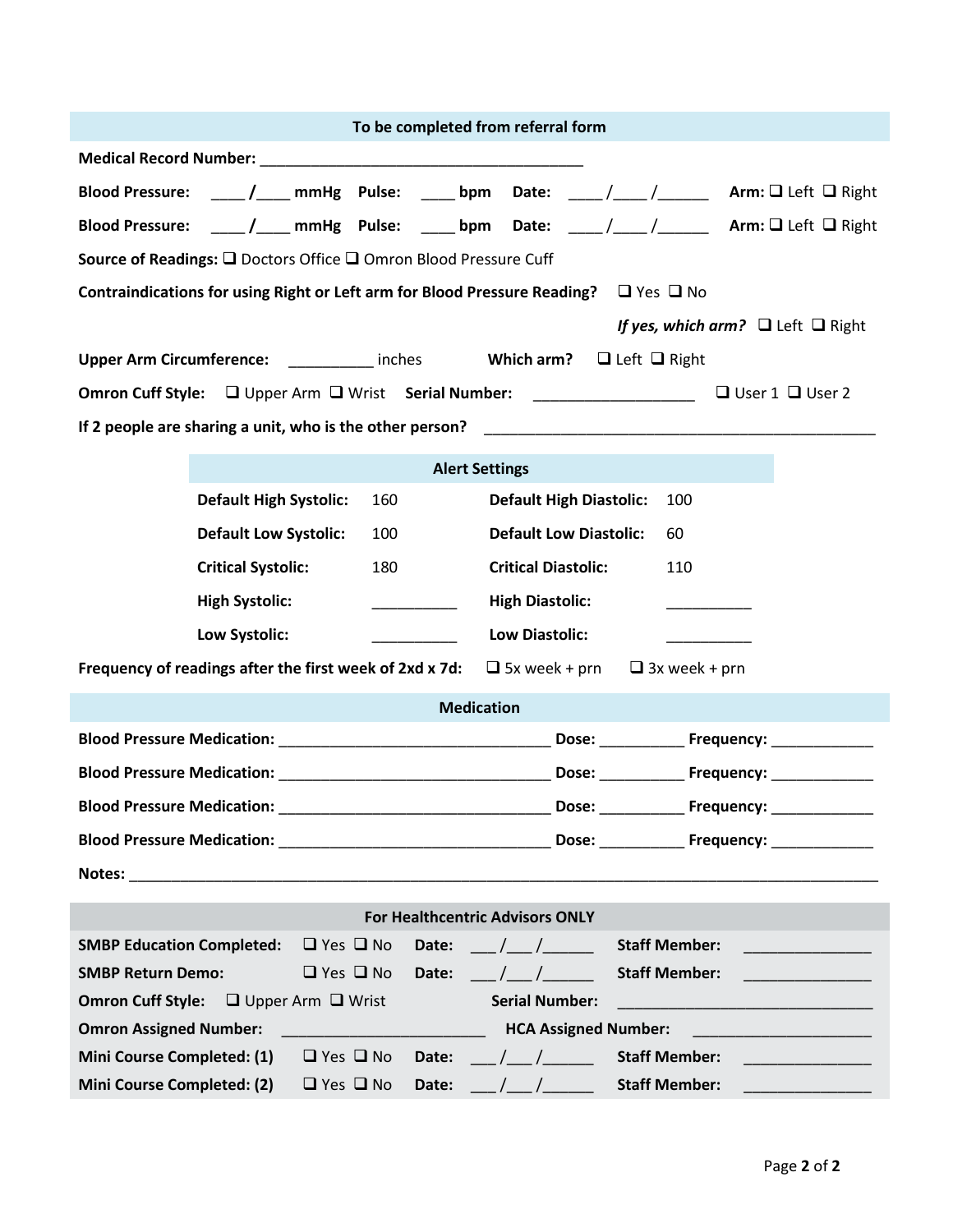## To be completed from referral form

**Medical Record Number:** ________________________________________

**Blood Pressure:** ____/____ mmHg **Pulse:** ____ bpm **Date:** ____/____/______ **Arm:** ❑ Left ❑ Right

**Blood Pressure:** ____/____ mmHg **Pulse:** ____ bpm **Date:** ____/____/______ **Arm:** ❑ Left ❑ Right

**Source of Readings:** ❑ Doctors Office ❑ Omron Blood Pressure Cuff

**Contraindications for using Right or Left arm for Blood Pressure Reading?** ❑ Yes ❑ No

***If yes, which arm?*** ❑ Left ❑ Right

**Upper Arm Circumference:** __________ inches **Which arm?** ❑ Left ❑ Right

**Omron Cuff Style:** ❑ Upper Arm ❑ Wrist **Serial Number:** ___________________ ❑ User 1 ❑ User 2

**If 2 people are sharing a unit, who is the other person?** ________________________________________________

## Alert Settings

| | | | |
|---|---|---|---|
| **Default High Systolic:** | 160 | **Default High Diastolic:** | 100 |
| **Default Low Systolic:** | 100 | **Default Low Diastolic:** | 60 |
| **Critical Systolic:** | 180 | **Critical Diastolic:** | 110 |
| **High Systolic:** | __________ | **High Diastolic:** | __________ |
| **Low Systolic:** | __________ | **Low Diastolic:** | __________ |

**Frequency of readings after the first week of 2xd x 7d:** ❑ 5x week + prn ❑ 3x week + prn

## Medication

**Blood Pressure Medication:** ________________________________ **Dose:** __________ **Frequency:** ____________

**Blood Pressure Medication:** ________________________________ **Dose:** __________ **Frequency:** ____________

**Blood Pressure Medication:** ________________________________ **Dose:** __________ **Frequency:** ____________

**Blood Pressure Medication:** ________________________________ **Dose:** __________ **Frequency:** ____________

**Notes:** ________________________________________________________________________________

## For Healthcentric Advisors ONLY

**SMBP Education Completed:** ❑ Yes ❑ No **Date:** ___/___/______ **Staff Member:** _______________

**SMBP Return Demo:** ❑ Yes ❑ No **Date:** ___/___/______ **Staff Member:** _______________

**Omron Cuff Style:** ❑ Upper Arm ❑ Wrist **Serial Number:** ______________________________

**Omron Assigned Number:** ________________________ **HCA Assigned Number:** ____________________

**Mini Course Completed: (1)** ❑ Yes ❑ No **Date:** ___/___/______ **Staff Member:** _______________

**Mini Course Completed: (2)** ❑ Yes ❑ No **Date:** ___/___/______ **Staff Member:** _______________